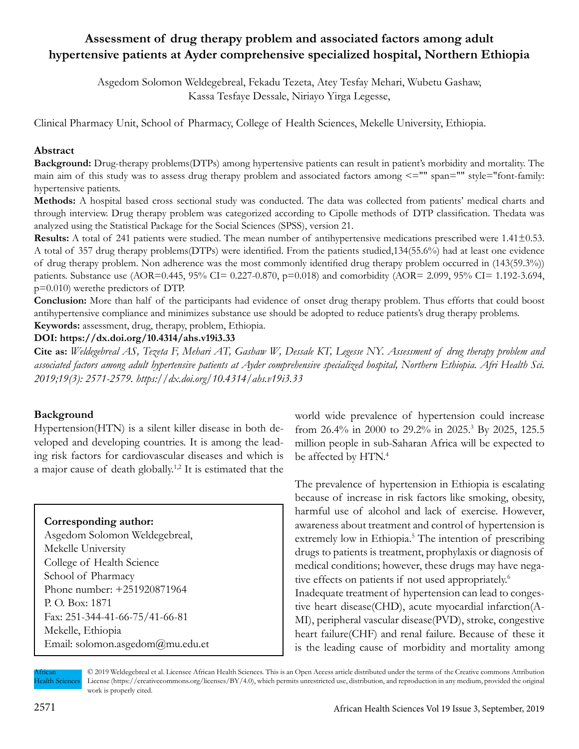# Assessment of drug therapy problem and associated factors among adult hypertensive patients at Ayder comprehensive specialized hospital, Northern Ethiopia

Asgedom Solomon Weldegebreal, Fekadu Tezeta, Atey Tesfay Mehari, Wubetu Gashaw, Kassa Tesfaye Dessale, Niriayo Yirga Legesse,

Clinical Pharmacy Unit, School of Pharmacy, College of Health Sciences, Mekelle University, Ethiopia.

## Abstract

**Background:** Drug-therapy problems(DTPs) among hypertensive patients can result in patient's morbidity and mortality. The main aim of this study was to assess drug therapy problem and associated factors among <="" span="" style="font-family: hypertensive patients.

**Methods:** A hospital based cross sectional study was conducted. The data was collected from patients' medical charts and through interview. Drug therapy problem was categorized according to Cipolle methods of DTP classification. Thedata was analyzed using the Statistical Package for the Social Sciences (SPSS), version 21.

**Results:** A total of 241 patients were studied. The mean number of antihypertensive medications prescribed were 1.41±0.53. A total of 357 drug therapy problems(DTPs) were identified. From the patients studied,134(55.6%) had at least one evidence of drug therapy problem. Non adherence was the most commonly identified drug therapy problem occurred in (143(59.3%)) patients. Substance use (AOR=0.445, 95% CI= 0.227-0.870, p=0.018) and comorbidity (AOR= 2.099, 95% CI= 1.192-3.694, p=0.010) werethe predictors of DTP.

**Conclusion:** More than half of the participants had evidence of onset drug therapy problem. Thus efforts that could boost antihypertensive compliance and minimizes substance use should be adopted to reduce patients's drug therapy problems.

**Keywords:** assessment, drug, therapy, problem, Ethiopia.

**DOI: https://dx.doi.org/10.4314/ahs.v19i3.33**

**Cite as:** *Weldegebreal AS, Tezeta F, Mehari AT, Gashaw W, Dessale KT, Legesse NY. Assessment of drug therapy problem and associated factors among adult hypertensive patients at Ayder comprehensive specialized hospital, Northern Ethiopia. Afri Health Sci. 2019;19(3): 2571-2579. https://dx.doi.org/10.4314/ahs.v19i3.33*

## Background

Hypertension(HTN) is a silent killer disease in both developed and developing countries. It is among the leading risk factors for cardiovascular diseases and which is a major cause of death globally.[1,2] It is estimated that the world wide prevalence of hypertension could increase from 26.4% in 2000 to 29.2% in 2025.[3] By 2025, 125.5 million people in sub-Saharan Africa will be expected to be affected by HTN.[4]

The prevalence of hypertension in Ethiopia is escalating because of increase in risk factors like smoking, obesity, harmful use of alcohol and lack of exercise. However, awareness about treatment and control of hypertension is extremely low in Ethiopia.[5] The intention of prescribing drugs to patients is treatment, prophylaxis or diagnosis of medical conditions; however, these drugs may have negative effects on patients if not used appropriately.[6]

Inadequate treatment of hypertension can lead to congestive heart disease(CHD), acute myocardial infarction(AMI), peripheral vascular disease(PVD), stroke, congestive heart failure(CHF) and renal failure. Because of these it is the leading cause of morbidity and mortality among

**Corresponding author:**
Asgedom Solomon Weldegebreal,
Mekelle University
College of Health Science
School of Pharmacy
Phone number: +251920871964
P. O. Box: 1871
Fax: 251-344-41-66-75/41-66-81
Mekelle, Ethiopia
Email: solomon.asgedom@mu.edu.et

© 2019 Weldegebreal et al. Licensee African Health Sciences. This is an Open Access article distributed under the terms of the Creative commons Attribution License (https://creativecommons.org/licenses/BY/4.0), which permits unrestricted use, distribution, and reproduction in any medium, provided the original work is properly cited.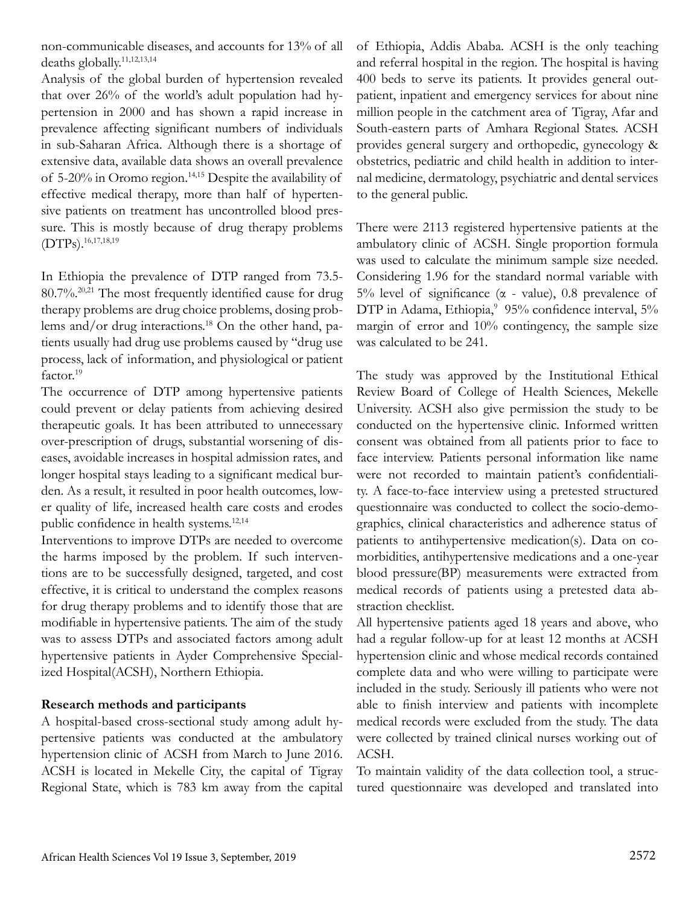non-communicable diseases, and accounts for 13% of all deaths globally.[11,12,13,14]

Analysis of the global burden of hypertension revealed that over 26% of the world's adult population had hypertension in 2000 and has shown a rapid increase in prevalence affecting significant numbers of individuals in sub-Saharan Africa. Although there is a shortage of extensive data, available data shows an overall prevalence of 5-20% in Oromo region.[14,15] Despite the availability of effective medical therapy, more than half of hypertensive patients on treatment has uncontrolled blood pressure. This is mostly because of drug therapy problems (DTPs).[16,17,18,19]

In Ethiopia the prevalence of DTP ranged from 73.5-80.7%.[20,21] The most frequently identified cause for drug therapy problems are drug choice problems, dosing problems and/or drug interactions.[18] On the other hand, patients usually had drug use problems caused by "drug use process, lack of information, and physiological or patient factor.[19]

The occurrence of DTP among hypertensive patients could prevent or delay patients from achieving desired therapeutic goals. It has been attributed to unnecessary over-prescription of drugs, substantial worsening of diseases, avoidable increases in hospital admission rates, and longer hospital stays leading to a significant medical burden. As a result, it resulted in poor health outcomes, lower quality of life, increased health care costs and erodes public confidence in health systems.[12,14]

Interventions to improve DTPs are needed to overcome the harms imposed by the problem. If such interventions are to be successfully designed, targeted, and cost effective, it is critical to understand the complex reasons for drug therapy problems and to identify those that are modifiable in hypertensive patients. The aim of the study was to assess DTPs and associated factors among adult hypertensive patients in Ayder Comprehensive Specialized Hospital(ACSH), Northern Ethiopia.

**Research methods and participants**

A hospital-based cross-sectional study among adult hypertensive patients was conducted at the ambulatory hypertension clinic of ACSH from March to June 2016. ACSH is located in Mekelle City, the capital of Tigray Regional State, which is 783 km away from the capital of Ethiopia, Addis Ababa. ACSH is the only teaching and referral hospital in the region. The hospital is having 400 beds to serve its patients. It provides general outpatient, inpatient and emergency services for about nine million people in the catchment area of Tigray, Afar and South-eastern parts of Amhara Regional States. ACSH provides general surgery and orthopedic, gynecology & obstetrics, pediatric and child health in addition to internal medicine, dermatology, psychiatric and dental services to the general public.

There were 2113 registered hypertensive patients at the ambulatory clinic of ACSH. Single proportion formula was used to calculate the minimum sample size needed. Considering 1.96 for the standard normal variable with 5% level of significance (α - value), 0.8 prevalence of DTP in Adama, Ethiopia,[9] 95% confidence interval, 5% margin of error and 10% contingency, the sample size was calculated to be 241.

The study was approved by the Institutional Ethical Review Board of College of Health Sciences, Mekelle University. ACSH also give permission the study to be conducted on the hypertensive clinic. Informed written consent was obtained from all patients prior to face to face interview. Patients personal information like name were not recorded to maintain patient's confidentiality. A face-to-face interview using a pretested structured questionnaire was conducted to collect the socio-demographics, clinical characteristics and adherence status of patients to antihypertensive medication(s). Data on comorbidities, antihypertensive medications and a one-year blood pressure(BP) measurements were extracted from medical records of patients using a pretested data abstraction checklist.

All hypertensive patients aged 18 years and above, who had a regular follow-up for at least 12 months at ACSH hypertension clinic and whose medical records contained complete data and who were willing to participate were included in the study. Seriously ill patients who were not able to finish interview and patients with incomplete medical records were excluded from the study. The data were collected by trained clinical nurses working out of ACSH.

To maintain validity of the data collection tool, a structured questionnaire was developed and translated into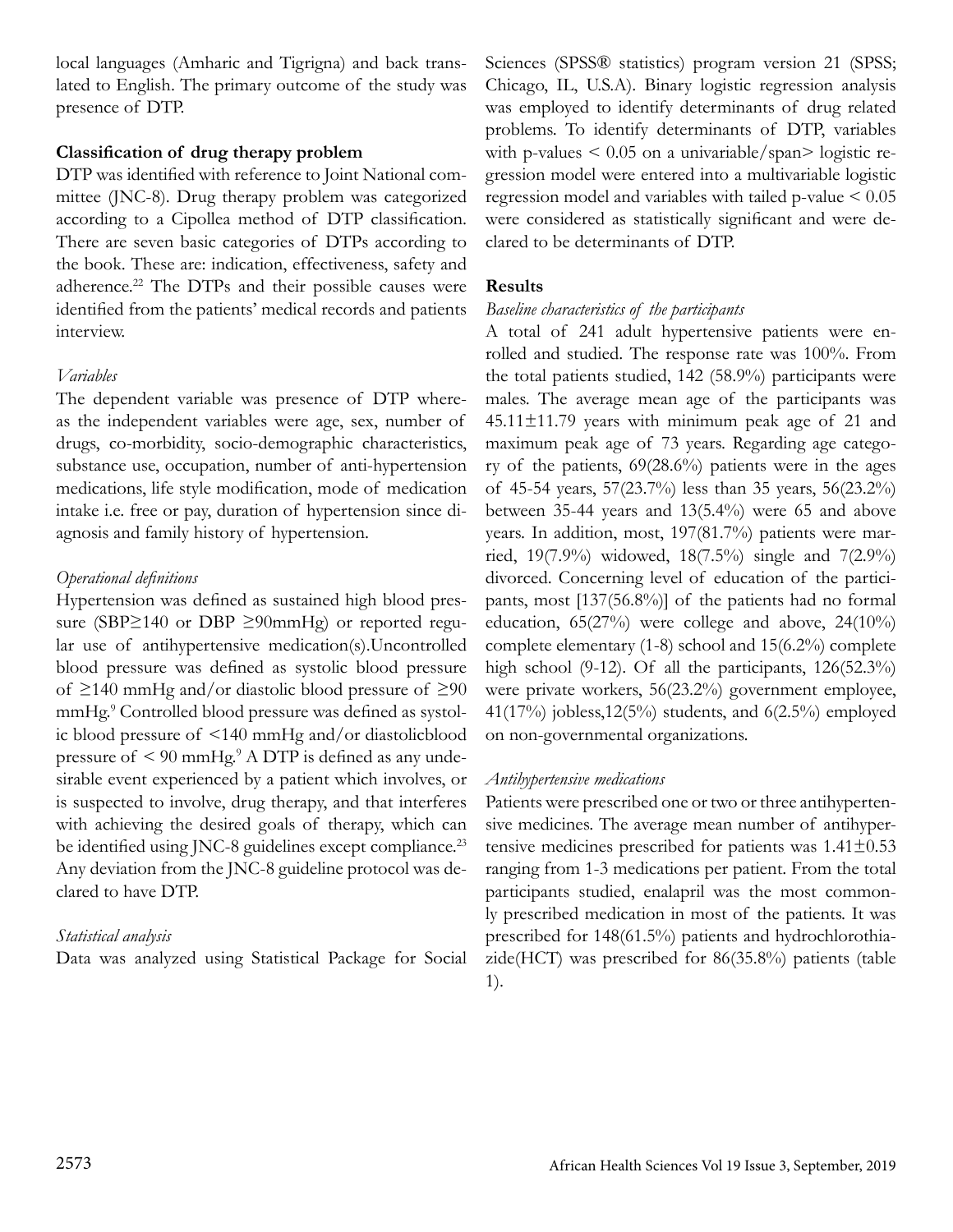local languages (Amharic and Tigrigna) and back translated to English. The primary outcome of the study was presence of DTP.

**Classification of drug therapy problem**

DTP was identified with reference to Joint National committee (JNC-8). Drug therapy problem was categorized according to a Cipollea method of DTP classification. There are seven basic categories of DTPs according to the book. These are: indication, effectiveness, safety and adherence.[22] The DTPs and their possible causes were identified from the patients' medical records and patients interview.

*Variables*

The dependent variable was presence of DTP whereas the independent variables were age, sex, number of drugs, co-morbidity, socio-demographic characteristics, substance use, occupation, number of anti-hypertension medications, life style modification, mode of medication intake i.e. free or pay, duration of hypertension since diagnosis and family history of hypertension.

*Operational definitions*

Hypertension was defined as sustained high blood pressure (SBP≥140 or DBP ≥90mmHg) or reported regular use of antihypertensive medication(s).Uncontrolled blood pressure was defined as systolic blood pressure of ≥140 mmHg and/or diastolic blood pressure of ≥90 mmHg.[9] Controlled blood pressure was defined as systolic blood pressure of <140 mmHg and/or diastolicblood pressure of < 90 mmHg.[9] A DTP is defined as any undesirable event experienced by a patient which involves, or is suspected to involve, drug therapy, and that interferes with achieving the desired goals of therapy, which can be identified using JNC-8 guidelines except compliance.[23] Any deviation from the JNC-8 guideline protocol was declared to have DTP.

*Statistical analysis*

Data was analyzed using Statistical Package for Social Sciences (SPSS® statistics) program version 21 (SPSS; Chicago, IL, U.S.A). Binary logistic regression analysis was employed to identify determinants of drug related problems. To identify determinants of DTP, variables with p-values < 0.05 on a univariable/span> logistic regression model were entered into a multivariable logistic regression model and variables with tailed p-value < 0.05 were considered as statistically significant and were declared to be determinants of DTP.

**Results**

*Baseline characteristics of the participants*

A total of 241 adult hypertensive patients were enrolled and studied. The response rate was 100%. From the total patients studied, 142 (58.9%) participants were males. The average mean age of the participants was 45.11±11.79 years with minimum peak age of 21 and maximum peak age of 73 years. Regarding age category of the patients, 69(28.6%) patients were in the ages of 45-54 years, 57(23.7%) less than 35 years, 56(23.2%) between 35-44 years and 13(5.4%) were 65 and above years. In addition, most, 197(81.7%) patients were married, 19(7.9%) widowed, 18(7.5%) single and 7(2.9%) divorced. Concerning level of education of the participants, most [137(56.8%)] of the patients had no formal education, 65(27%) were college and above, 24(10%) complete elementary (1-8) school and 15(6.2%) complete high school (9-12). Of all the participants, 126(52.3%) were private workers, 56(23.2%) government employee, 41(17%) jobless,12(5%) students, and 6(2.5%) employed on non-governmental organizations.

*Antihypertensive medications*

Patients were prescribed one or two or three antihypertensive medicines. The average mean number of antihypertensive medicines prescribed for patients was 1.41±0.53 ranging from 1-3 medications per patient. From the total participants studied, enalapril was the most commonly prescribed medication in most of the patients. It was prescribed for 148(61.5%) patients and hydrochlorothiazide(HCT) was prescribed for 86(35.8%) patients (table 1).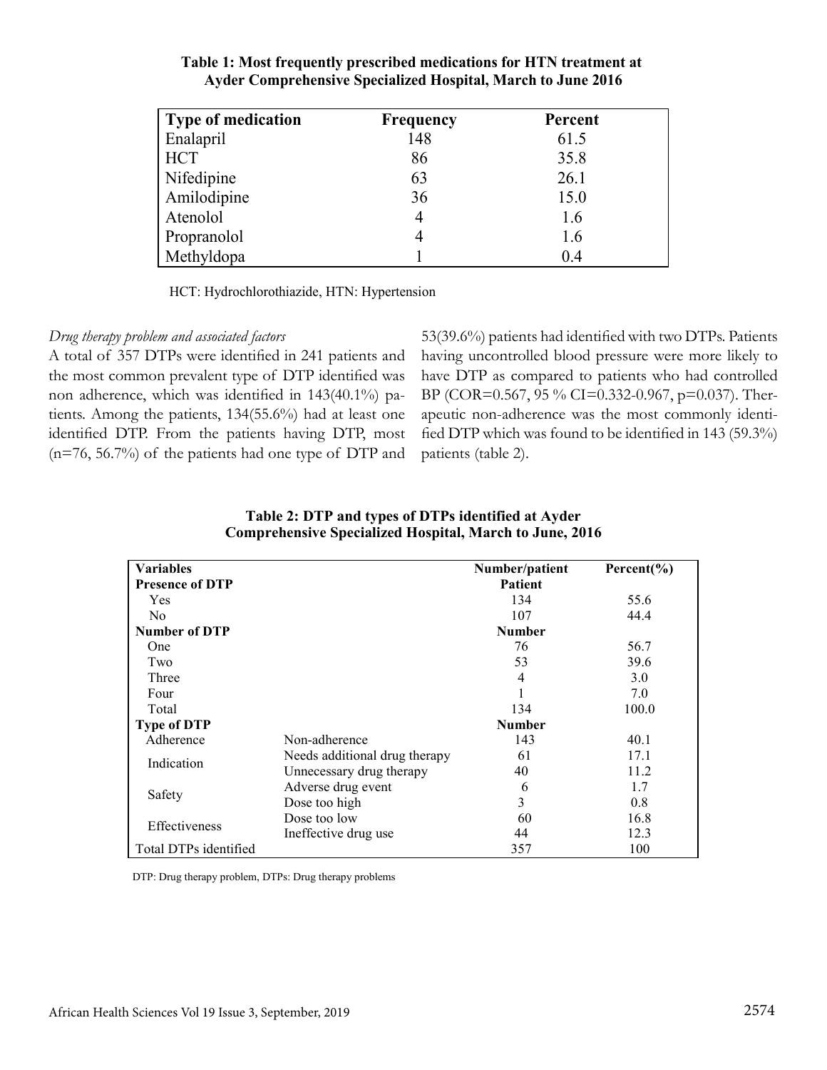**Table 1: Most frequently prescribed medications for HTN treatment at Ayder Comprehensive Specialized Hospital, March to June 2016**

| Type of medication | Frequency | Percent |
|---|---|---|
| Enalapril | 148 | 61.5 |
| HCT | 86 | 35.8 |
| Nifedipine | 63 | 26.1 |
| Amilodipine | 36 | 15.0 |
| Atenolol | 4 | 1.6 |
| Propranolol | 4 | 1.6 |
| Methyldopa | 1 | 0.4 |

HCT: Hydrochlorothiazide, HTN: Hypertension

*Drug therapy problem and associated factors*

A total of 357 DTPs were identified in 241 patients and the most common prevalent type of DTP identified was non adherence, which was identified in 143(40.1%) patients. Among the patients, 134(55.6%) had at least one identified DTP. From the patients having DTP, most (n=76, 56.7%) of the patients had one type of DTP and 53(39.6%) patients had identified with two DTPs. Patients having uncontrolled blood pressure were more likely to have DTP as compared to patients who had controlled BP (COR=0.567, 95 % CI=0.332-0.967, p=0.037). Therapeutic non-adherence was the most commonly identified DTP which was found to be identified in 143 (59.3%) patients (table 2).

**Table 2: DTP and types of DTPs identified at Ayder Comprehensive Specialized Hospital, March to June, 2016**

| Variables | | Number/patient | Percent(%) |
|---|---|---|---|
| **Presence of DTP** | | **Patient** | |
| Yes | | 134 | 55.6 |
| No | | 107 | 44.4 |
| **Number of DTP** | | **Number** | |
| One | | 76 | 56.7 |
| Two | | 53 | 39.6 |
| Three | | 4 | 3.0 |
| Four | | 1 | 7.0 |
| Total | | 134 | 100.0 |
| **Type of DTP** | | **Number** | |
| Adherence | Non-adherence | 143 | 40.1 |
| Indication | Needs additional drug therapy | 61 | 17.1 |
| | Unnecessary drug therapy | 40 | 11.2 |
| Safety | Adverse drug event | 6 | 1.7 |
| | Dose too high | 3 | 0.8 |
| Effectiveness | Dose too low | 60 | 16.8 |
| | Ineffective drug use | 44 | 12.3 |
| Total DTPs identified | | 357 | 100 |

DTP: Drug therapy problem, DTPs: Drug therapy problems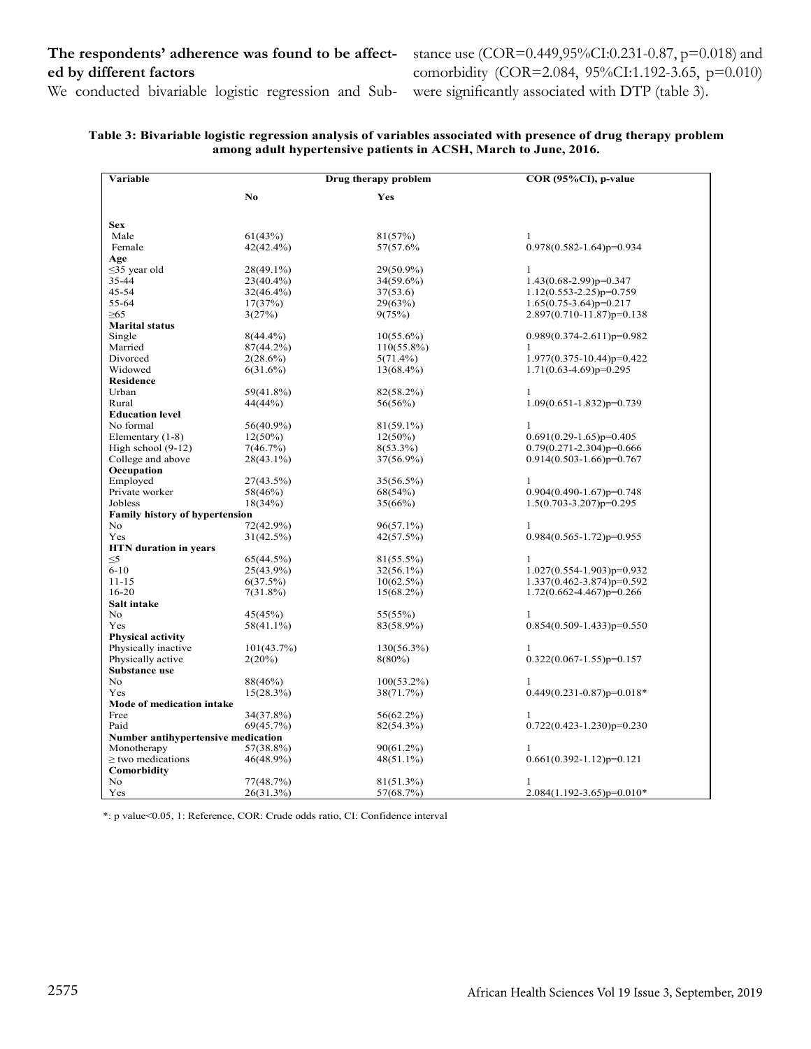**The respondents' adherence was found to be affected by different factors**

We conducted bivariable logistic regression and Substance use (COR=0.449,95%CI:0.231-0.87, p=0.018) and comorbidity (COR=2.084, 95%CI:1.192-3.65, p=0.010) were significantly associated with DTP (table 3).

**Table 3: Bivariable logistic regression analysis of variables associated with presence of drug therapy problem among adult hypertensive patients in ACSH, March to June, 2016.**

| Variable | Drug therapy problem | | COR (95%CI), p-value |
|---|---|---|---|
| | No | Yes | |
| **Sex** | | | |
| Male | 61(43%) | 81(57%) | 1 |
| Female | 42(42.4%) | 57(57.6% | 0.978(0.582-1.64)p=0.934 |
| **Age** | | | |
| ≤35 year old | 28(49.1%) | 29(50.9%) | 1 |
| 35-44 | 23(40.4%) | 34(59.6%) | 1.43(0.68-2.99)p=0.347 |
| 45-54 | 32(46.4%) | 37(53.6) | 1.12(0.553-2.25)p=0.759 |
| 55-64 | 17(37%) | 29(63%) | 1.65(0.75-3.64)p=0.217 |
| ≥65 | 3(27%) | 9(75%) | 2.897(0.710-11.87)p=0.138 |
| **Marital status** | | | |
| Single | 8(44.4%) | 10(55.6%) | 0.989(0.374-2.611)p=0.982 |
| Married | 87(44.2%) | 110(55.8%) | 1 |
| Divorced | 2(28.6%) | 5(71.4%) | 1.977(0.375-10.44)p=0.422 |
| Widowed | 6(31.6%) | 13(68.4%) | 1.71(0.63-4.69)p=0.295 |
| **Residence** | | | |
| Urban | 59(41.8%) | 82(58.2%) | 1 |
| Rural | 44(44%) | 56(56%) | 1.09(0.651-1.832)p=0.739 |
| **Education level** | | | |
| No formal | 56(40.9%) | 81(59.1%) | 1 |
| Elementary (1-8) | 12(50%) | 12(50%) | 0.691(0.29-1.65)p=0.405 |
| High school (9-12) | 7(46.7%) | 8(53.3%) | 0.79(0.271-2.304)p=0.666 |
| College and above | 28(43.1%) | 37(56.9%) | 0.914(0.503-1.66)p=0.767 |
| **Occupation** | | | |
| Employed | 27(43.5%) | 35(56.5%) | 1 |
| Private worker | 58(46%) | 68(54%) | 0.904(0.490-1.67)p=0.748 |
| Jobless | 18(34%) | 35(66%) | 1.5(0.703-3.207)p=0.295 |
| **Family history of hypertension** | | | |
| No | 72(42.9%) | 96(57.1%) | 1 |
| Yes | 31(42.5%) | 42(57.5%) | 0.984(0.565-1.72)p=0.955 |
| **HTN duration in years** | | | |
| ≤5 | 65(44.5%) | 81(55.5%) | 1 |
| 6-10 | 25(43.9%) | 32(56.1%) | 1.027(0.554-1.903)p=0.932 |
| 11-15 | 6(37.5%) | 10(62.5%) | 1.337(0.462-3.874)p=0.592 |
| 16-20 | 7(31.8%) | 15(68.2%) | 1.72(0.662-4.467)p=0.266 |
| **Salt intake** | | | |
| No | 45(45%) | 55(55%) | 1 |
| Yes | 58(41.1%) | 83(58.9%) | 0.854(0.509-1.433)p=0.550 |
| **Physical activity** | | | |
| Physically inactive | 101(43.7%) | 130(56.3%) | 1 |
| Physically active | 2(20%) | 8(80%) | 0.322(0.067-1.55)p=0.157 |
| **Substance use** | | | |
| No | 88(46%) | 100(53.2%) | 1 |
| Yes | 15(28.3%) | 38(71.7%) | 0.449(0.231-0.87)p=0.018* |
| **Mode of medication intake** | | | |
| Free | 34(37.8%) | 56(62.2%) | 1 |
| Paid | 69(45.7%) | 82(54.3%) | 0.722(0.423-1.230)p=0.230 |
| **Number antihypertensive medication** | | | |
| Monotherapy | 57(38.8%) | 90(61.2%) | 1 |
| ≥ two medications | 46(48.9%) | 48(51.1%) | 0.661(0.392-1.12)p=0.121 |
| **Comorbidity** | | | |
| No | 77(48.7%) | 81(51.3%) | 1 |
| Yes | 26(31.3%) | 57(68.7%) | 2.084(1.192-3.65)p=0.010* |

*: p value<0.05, 1: Reference, COR: Crude odds ratio, CI: Confidence interval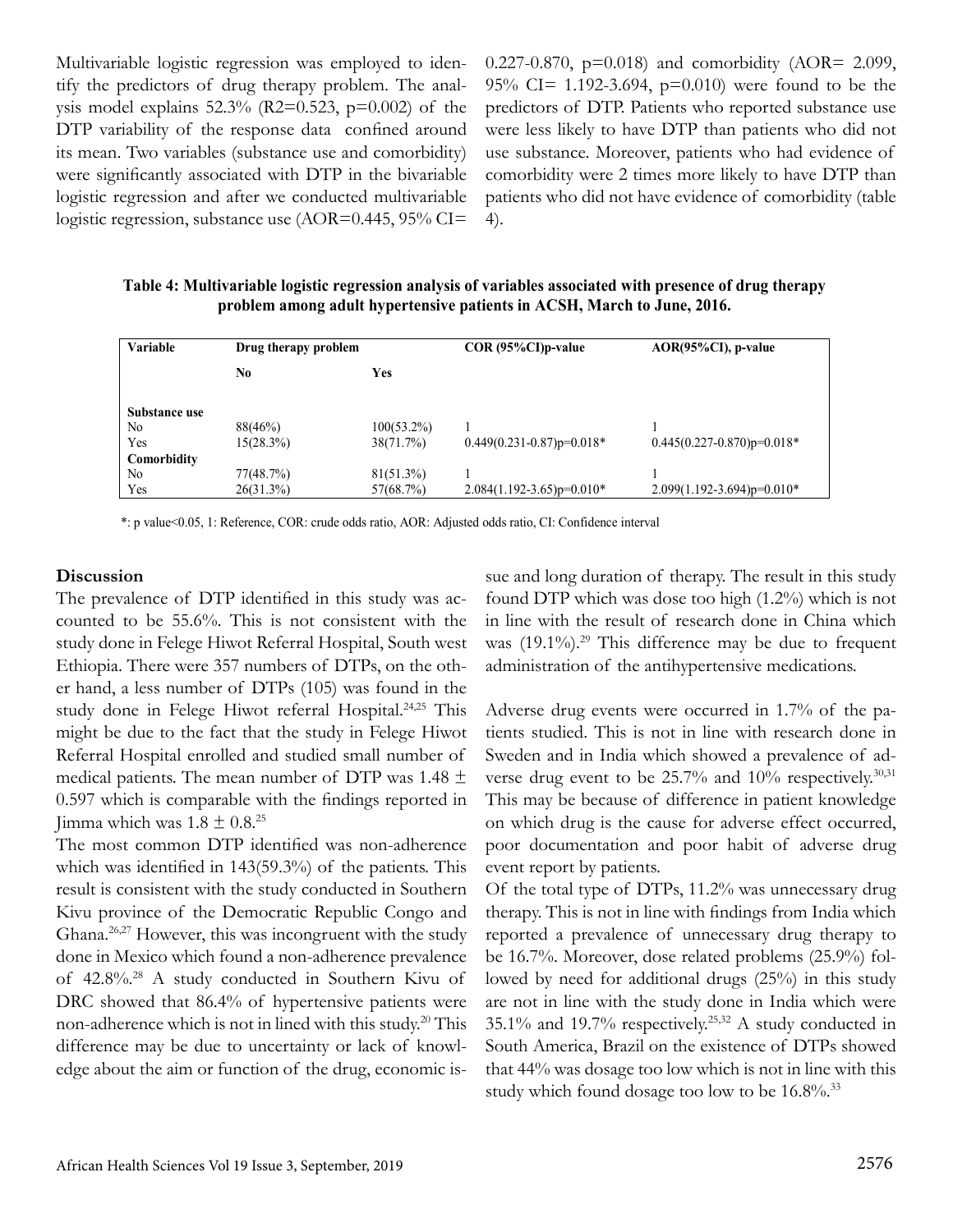Multivariable logistic regression was employed to identify the predictors of drug therapy problem. The analysis model explains 52.3% ($R2=0.523$, $p=0.002$) of the DTP variability of the response data confined around its mean. Two variables (substance use and comorbidity) were significantly associated with DTP in the bivariable logistic regression and after we conducted multivariable logistic regression, substance use (AOR=0.445, 95% CI= 0.227-0.870, p=0.018) and comorbidity (AOR= 2.099, 95% CI= 1.192-3.694, p=0.010) were found to be the predictors of DTP. Patients who reported substance use were less likely to have DTP than patients who did not use substance. Moreover, patients who had evidence of comorbidity were 2 times more likely to have DTP than patients who did not have evidence of comorbidity (table 4).

**Table 4: Multivariable logistic regression analysis of variables associated with presence of drug therapy problem among adult hypertensive patients in ACSH, March to June, 2016.**

| Variable | Drug therapy problem | | COR (95%CI)p-value | AOR(95%CI), p-value |
|---|---|---|---|---|
| | No | Yes | | |
| **Substance use** | | | | |
| No | 88(46%) | 100(53.2%) | 1 | 1 |
| Yes | 15(28.3%) | 38(71.7%) | 0.449(0.231-0.87)p=0.018* | 0.445(0.227-0.870)p=0.018* |
| **Comorbidity** | | | | |
| No | 77(48.7%) | 81(51.3%) | 1 | 1 |
| Yes | 26(31.3%) | 57(68.7%) | 2.084(1.192-3.65)p=0.010* | 2.099(1.192-3.694)p=0.010* |

*: p value<0.05, 1: Reference, COR: crude odds ratio, AOR: Adjusted odds ratio, CI: Confidence interval

## Discussion

The prevalence of DTP identified in this study was accounted to be 55.6%. This is not consistent with the study done in Felege Hiwot Referral Hospital, South west Ethiopia. There were 357 numbers of DTPs, on the other hand, a less number of DTPs (105) was found in the study done in Felege Hiwot referral Hospital.[24,25] This might be due to the fact that the study in Felege Hiwot Referral Hospital enrolled and studied small number of medical patients. The mean number of DTP was $1.48 \pm 0.597$ which is comparable with the findings reported in Jimma which was $1.8 \pm 0.8$.[25]

The most common DTP identified was non-adherence which was identified in 143(59.3%) of the patients. This result is consistent with the study conducted in Southern Kivu province of the Democratic Republic Congo and Ghana.[26,27] However, this was incongruent with the study done in Mexico which found a non-adherence prevalence of 42.8%.[28] A study conducted in Southern Kivu of DRC showed that 86.4% of hypertensive patients were non-adherence which is not in lined with this study.[20] This difference may be due to uncertainty or lack of knowledge about the aim or function of the drug, economic issue and long duration of therapy. The result in this study found DTP which was dose too high (1.2%) which is not in line with the result of research done in China which was (19.1%).[29] This difference may be due to frequent administration of the antihypertensive medications.

Adverse drug events were occurred in 1.7% of the patients studied. This is not in line with research done in Sweden and in India which showed a prevalence of adverse drug event to be 25.7% and 10% respectively.[30,31] This may be because of difference in patient knowledge on which drug is the cause for adverse effect occurred, poor documentation and poor habit of adverse drug event report by patients.

Of the total type of DTPs, 11.2% was unnecessary drug therapy. This is not in line with findings from India which reported a prevalence of unnecessary drug therapy to be 16.7%. Moreover, dose related problems (25.9%) followed by need for additional drugs (25%) in this study are not in line with the study done in India which were 35.1% and 19.7% respectively.[25,32] A study conducted in South America, Brazil on the existence of DTPs showed that 44% was dosage too low which is not in line with this study which found dosage too low to be 16.8%.[33]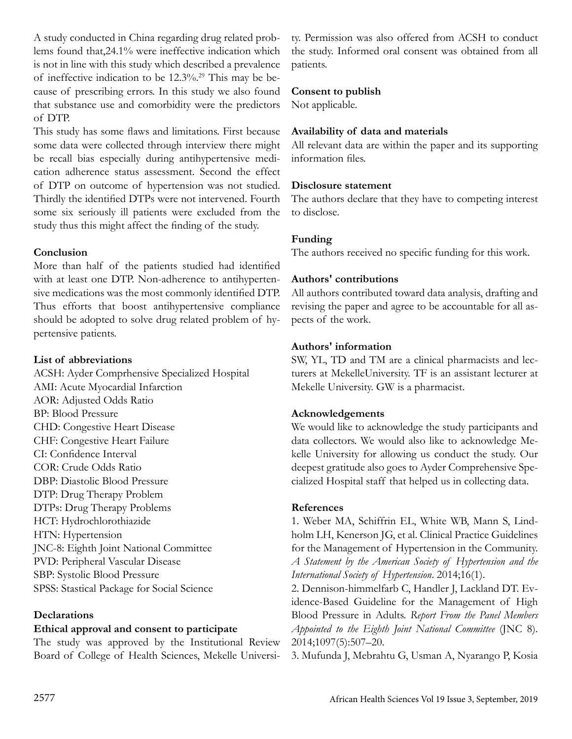A study conducted in China regarding drug related problems found that,24.1% were ineffective indication which is not in line with this study which described a prevalence of ineffective indication to be 12.3%.[29] This may be because of prescribing errors. In this study we also found that substance use and comorbidity were the predictors of DTP.

This study has some flaws and limitations. First because some data were collected through interview there might be recall bias especially during antihypertensive medication adherence status assessment. Second the effect of DTP on outcome of hypertension was not studied. Thirdly the identified DTPs were not intervened. Fourth some six seriously ill patients were excluded from the study thus this might affect the finding of the study.

## Conclusion

More than half of the patients studied had identified with at least one DTP. Non-adherence to antihypertensive medications was the most commonly identified DTP. Thus efforts that boost antihypertensive compliance should be adopted to solve drug related problem of hypertensive patients.

## List of abbreviations

ACSH: Ayder Comprhensive Specialized Hospital
AMI: Acute Myocardial Infarction
AOR: Adjusted Odds Ratio
BP: Blood Pressure
CHD: Congestive Heart Disease
CHF: Congestive Heart Failure
CI: Confidence Interval
COR: Crude Odds Ratio
DBP: Diastolic Blood Pressure
DTP: Drug Therapy Problem
DTPs: Drug Therapy Problems
HCT: Hydrochlorothiazide
HTN: Hypertension
JNC-8: Eighth Joint National Committee
PVD: Peripheral Vascular Disease
SBP: Systolic Blood Pressure
SPSS: Stastical Package for Social Science

## Declarations

### Ethical approval and consent to participate

The study was approved by the Institutional Review Board of College of Health Sciences, Mekelle University. Permission was also offered from ACSH to conduct the study. Informed oral consent was obtained from all patients.

### Consent to publish

Not applicable.

### Availability of data and materials

All relevant data are within the paper and its supporting information files.

### Disclosure statement

The authors declare that they have to competing interest to disclose.

### Funding

The authors received no specific funding for this work.

### Authors' contributions

All authors contributed toward data analysis, drafting and revising the paper and agree to be accountable for all aspects of the work.

### Authors' information

SW, YL, TD and TM are a clinical pharmacists and lecturers at MekelleUniversity. TF is an assistant lecturer at Mekelle University. GW is a pharmacist.

### Acknowledgements

We would like to acknowledge the study participants and data collectors. We would also like to acknowledge Mekelle University for allowing us conduct the study. Our deepest gratitude also goes to Ayder Comprehensive Specialized Hospital staff that helped us in collecting data.

## References

1. Weber MA, Schiffrin EL, White WB, Mann S, Lindholm LH, Kenerson JG, et al. Clinical Practice Guidelines for the Management of Hypertension in the Community. *A Statement by the American Society of Hypertension and the International Society of Hypertension*. 2014;16(1).
2. Dennison-himmelfarb C, Handler J, Lackland DT. Evidence-Based Guideline for the Management of High Blood Pressure in Adults. *Report From the Panel Members Appointed to the Eighth Joint National Committee* (JNC 8). 2014;1097(5):507–20.
3. Mufunda J, Mebrahtu G, Usman A, Nyarango P, Kosia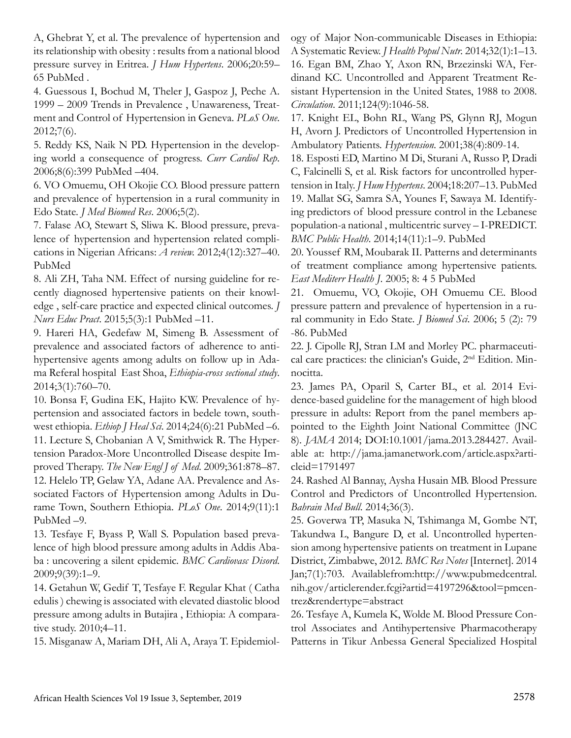A, Ghebrat Y, et al. The prevalence of hypertension and its relationship with obesity : results from a national blood pressure survey in Eritrea. *J Hum Hypertens*. 2006;20:59–65 PubMed .

4. Guessous I, Bochud M, Theler J, Gaspoz J, Peche A. 1999 – 2009 Trends in Prevalence , Unawareness, Treatment and Control of Hypertension in Geneva. *PLoS One*. 2012;7(6).

5. Reddy KS, Naik N PD. Hypertension in the developing world a consequence of progress. *Curr Cardiol Rep*. 2006;8(6):399 PubMed –404.

6. VO Omuemu, OH Okojie CO. Blood pressure pattern and prevalence of hypertension in a rural community in Edo State. *J Med Biomed Res*. 2006;5(2).

7. Falase AO, Stewart S, Sliwa K. Blood pressure, prevalence of hypertension and hypertension related complications in Nigerian Africans: *A review.* 2012;4(12):327–40. PubMed

8. Ali ZH, Taha NM. Effect of nursing guideline for recently diagnosed hypertensive patients on their knowledge , self-care practice and expected clinical outcomes. *J Nurs Educ Pract*. 2015;5(3):1 PubMed –11.

9. Hareri HA, Gedefaw M, Simeng B. Assessment of prevalence and associated factors of adherence to anti-hypertensive agents among adults on follow up in Adama Referal hospital East Shoa, *Ethiopia-cross sectional study*. 2014;3(1):760–70.

10. Bonsa F, Gudina EK, Hajito KW. Prevalence of hypertension and associated factors in bedele town, southwest ethiopia. *Ethiop J Heal Sci*. 2014;24(6):21 PubMed –6.

11. Lecture S, Chobanian A V, Smithwick R. The Hypertension Paradox-More Uncontrolled Disease despite Improved Therapy. *The New Engl J of Med*. 2009;361:878–87.

12. Helelo TP, Gelaw YA, Adane AA. Prevalence and Associated Factors of Hypertension among Adults in Durame Town, Southern Ethiopia. *PLoS One*. 2014;9(11):1 PubMed –9.

13. Tesfaye F, Byass P, Wall S. Population based prevalence of high blood pressure among adults in Addis Ababa : uncovering a silent epidemic. *BMC Cardiovasc Disord*. 2009;9(39):1–9.

14. Getahun W, Gedif T, Tesfaye F. Regular Khat ( Catha edulis ) chewing is associated with elevated diastolic blood pressure among adults in Butajira , Ethiopia: A comparative study. 2010;4–11.

15. Misganaw A, Mariam DH, Ali A, Araya T. Epidemiology of Major Non-communicable Diseases in Ethiopia: A Systematic Review. *J Health Popul Nutr*. 2014;32(1):1–13.

16. Egan BM, Zhao Y, Axon RN, Brzezinski WA, Ferdinand KC. Uncontrolled and Apparent Treatment Resistant Hypertension in the United States, 1988 to 2008. *Circulation*. 2011;124(9):1046-58.

17. Knight EL, Bohn RL, Wang PS, Glynn RJ, Mogun H, Avorn J. Predictors of Uncontrolled Hypertension in Ambulatory Patients. *Hypertension*. 2001;38(4):809-14.

18. Esposti ED, Martino M Di, Sturani A, Russo P, Dradi C, Falcinelli S, et al. Risk factors for uncontrolled hypertension in Italy. *J Hum Hypertens*. 2004;18:207–13. PubMed

19. Mallat SG, Samra SA, Younes F, Sawaya M. Identifying predictors of blood pressure control in the Lebanese population-a national , multicentric survey – I-PREDICT. *BMC Public Health*. 2014;14(11):1–9. PubMed

20. Youssef RM, Moubarak II. Patterns and determinants of treatment compliance among hypertensive patients. *East Mediterr Health J*. 2005; 8: 4 5 PubMed

21. Omuemu, VO, Okojie, OH Omuemu CE. Blood pressure pattern and prevalence of hypertension in a rural community in Edo State. *J Biomed Sci*. 2006; 5 (2): 79 -86. PubMed

22. J. Cipolle RJ, Stran LM and Morley PC. pharmaceutical care practices: the clinician's Guide, 2nd Edition. Minnocitta.

23. James PA, Oparil S, Carter BL, et al. 2014 Evidence-based guideline for the management of high blood pressure in adults: Report from the panel members appointed to the Eighth Joint National Committee (JNC 8). *JAMA* 2014; DOI:10.1001/jama.2013.284427. Available at: http://jama.jamanetwork.com/article.aspx?articleid=1791497

24. Rashed Al Bannay, Aysha Husain MB. Blood Pressure Control and Predictors of Uncontrolled Hypertension. *Bahrain Med Bull*. 2014;36(3).

25. Goverwa TP, Masuka N, Tshimanga M, Gombe NT, Takundwa L, Bangure D, et al. Uncontrolled hypertension among hypertensive patients on treatment in Lupane District, Zimbabwe, 2012. *BMC Res Notes* [Internet]. 2014 Jan;7(1):703. Availablefrom:http://www.pubmedcentral.nih.gov/articlerender.fcgi?artid=4197296&tool=pmcentrez&rendertype=abstract

26. Tesfaye A, Kumela K, Wolde M. Blood Pressure Control Associates and Antihypertensive Pharmacotherapy Patterns in Tikur Anbessa General Specialized Hospital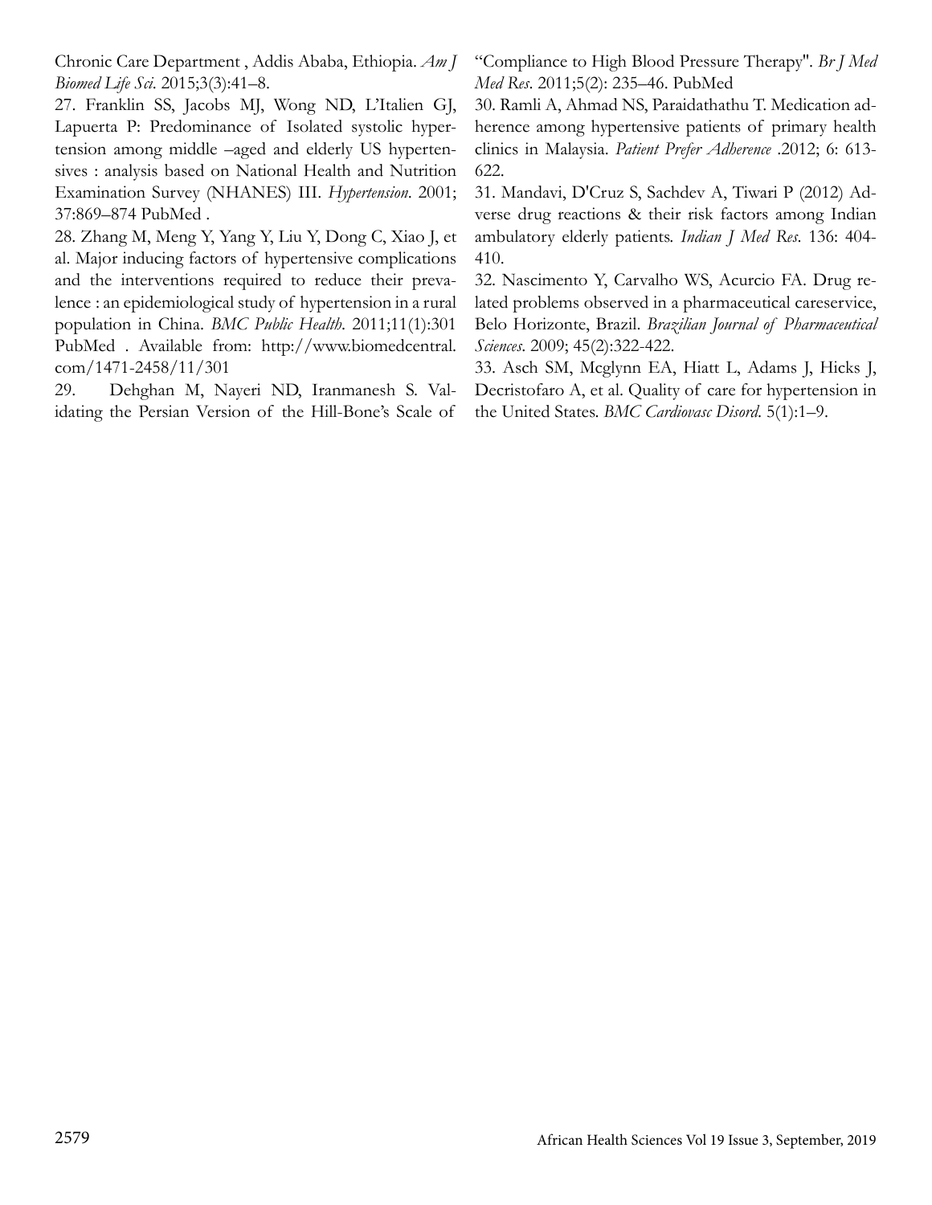Chronic Care Department , Addis Ababa, Ethiopia. *Am J Biomed Life Sci*. 2015;3(3):41–8.

27. Franklin SS, Jacobs MJ, Wong ND, L'Italien GJ, Lapuerta P: Predominance of Isolated systolic hypertension among middle –aged and elderly US hypertensives : analysis based on National Health and Nutrition Examination Survey (NHANES) III. *Hypertension*. 2001; 37:869–874 PubMed .

28. Zhang M, Meng Y, Yang Y, Liu Y, Dong C, Xiao J, et al. Major inducing factors of hypertensive complications and the interventions required to reduce their prevalence : an epidemiological study of hypertension in a rural population in China. *BMC Public Health*. 2011;11(1):301 PubMed . Available from: http://www.biomedcentral.com/1471-2458/11/301

29. Dehghan M, Nayeri ND, Iranmanesh S. Validating the Persian Version of the Hill-Bone's Scale of "Compliance to High Blood Pressure Therapy". *Br J Med Med Res*. 2011;5(2): 235–46. PubMed

30. Ramli A, Ahmad NS, Paraidathathu T. Medication adherence among hypertensive patients of primary health clinics in Malaysia. *Patient Prefer Adherence* .2012; 6: 613-622.

31. Mandavi, D'Cruz S, Sachdev A, Tiwari P (2012) Adverse drug reactions & their risk factors among Indian ambulatory elderly patients. *Indian J Med Res*. 136: 404-410.

32. Nascimento Y, Carvalho WS, Acurcio FA. Drug related problems observed in a pharmaceutical careservice, Belo Horizonte, Brazil. *Brazilian Journal of Pharmaceutical Sciences*. 2009; 45(2):322-422.

33. Asch SM, Mcglynn EA, Hiatt L, Adams J, Hicks J, Decristofaro A, et al. Quality of care for hypertension in the United States. *BMC Cardiovasc Disord*. 5(1):1–9.